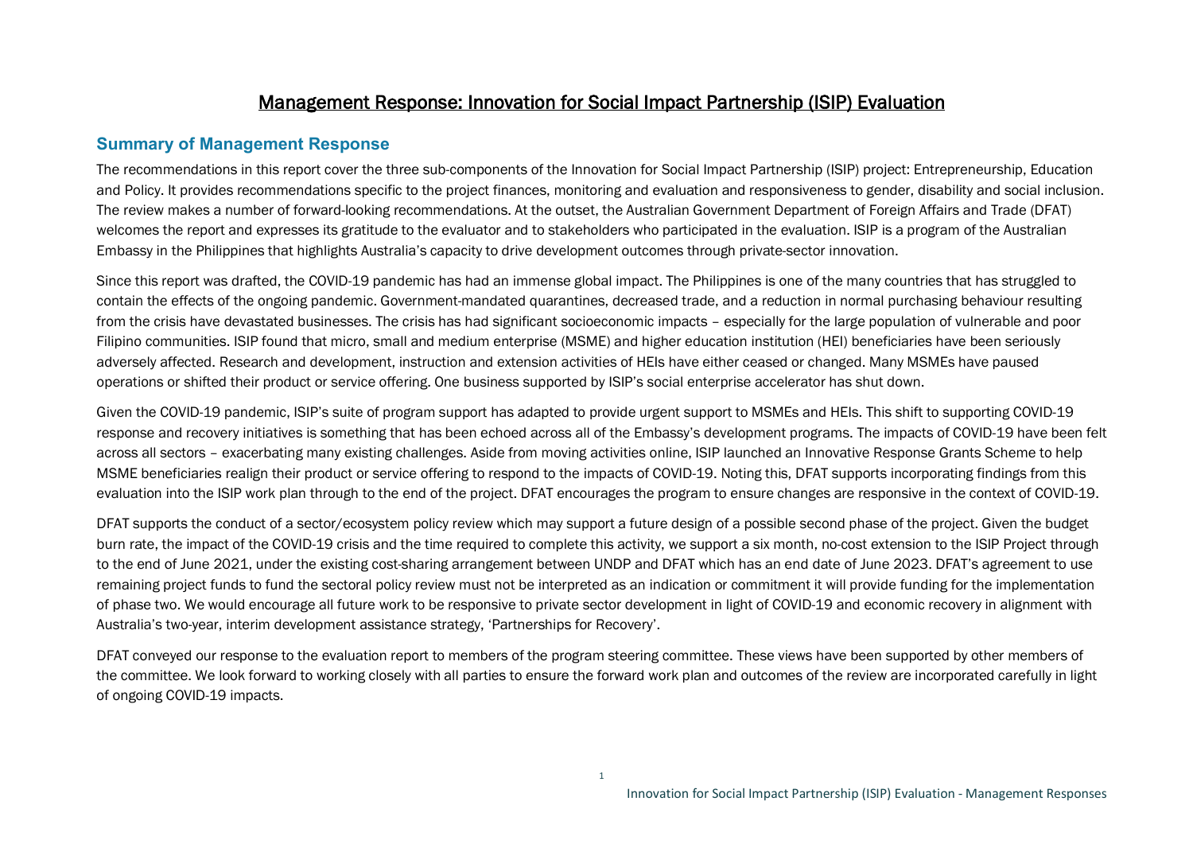# Management Response: Innovation for Social Impact Partnership (ISIP) Evaluation

## Summary of Management Response

The recommendations in this report cover the three sub-components of the Innovation for Social Impact Partnership (ISIP) project: Entrepreneurship, Education and Policy. It provides recommendations specific to the project finances, monitoring and evaluation and responsiveness to gender, disability and social inclusion. The review makes a number of forward-looking recommendations. At the outset, the Australian Government Department of Foreign Affairs and Trade (DFAT) welcomes the report and expresses its gratitude to the evaluator and to stakeholders who participated in the evaluation. ISIP is a program of the Australian Embassy in the Philippines that highlights Australia's capacity to drive development outcomes through private-sector innovation.

Since this report was drafted, the COVID-19 pandemic has had an immense global impact. The Philippines is one of the many countries that has struggled to contain the effects of the ongoing pandemic. Government-mandated quarantines, decreased trade, and a reduction in normal purchasing behaviour resulting from the crisis have devastated businesses. The crisis has had significant socioeconomic impacts – especially for the large population of vulnerable and poor Filipino communities. ISIP found that micro, small and medium enterprise (MSME) and higher education institution (HEI) beneficiaries have been seriously adversely affected. Research and development, instruction and extension activities of HEIs have either ceased or changed. Many MSMEs have paused operations or shifted their product or service offering. One business supported by ISIP's social enterprise accelerator has shut down.

Given the COVID-19 pandemic, ISIP's suite of program support has adapted to provide urgent support to MSMEs and HEIs. This shift to supporting COVID-19 response and recovery initiatives is something that has been echoed across all of the Embassy's development programs. The impacts of COVID-19 have been felt across all sectors – exacerbating many existing challenges. Aside from moving activities online, ISIP launched an Innovative Response Grants Scheme to help MSME beneficiaries realign their product or service offering to respond to the impacts of COVID-19. Noting this, DFAT supports incorporating findings from this evaluation into the ISIP work plan through to the end of the project. DFAT encourages the program to ensure changes are responsive in the context of COVID-19.

DFAT supports the conduct of a sector/ecosystem policy review which may support a future design of a possible second phase of the project. Given the budget burn rate, the impact of the COVID-19 crisis and the time required to complete this activity, we support a six month, no-cost extension to the ISIP Project through to the end of June 2021, under the existing cost-sharing arrangement between UNDP and DFAT which has an end date of June 2023. DFAT's agreement to use remaining project funds to fund the sectoral policy review must not be interpreted as an indication or commitment it will provide funding for the implementation of phase two. We would encourage all future work to be responsive to private sector development in light of COVID-19 and economic recovery in alignment with Australia's two-year, interim development assistance strategy, 'Partnerships for Recovery'.

DFAT conveyed our response to the evaluation report to members of the program steering committee. These views have been supported by other members of the committee. We look forward to working closely with all parties to ensure the forward work plan and outcomes of the review are incorporated carefully in light of ongoing COVID-19 impacts.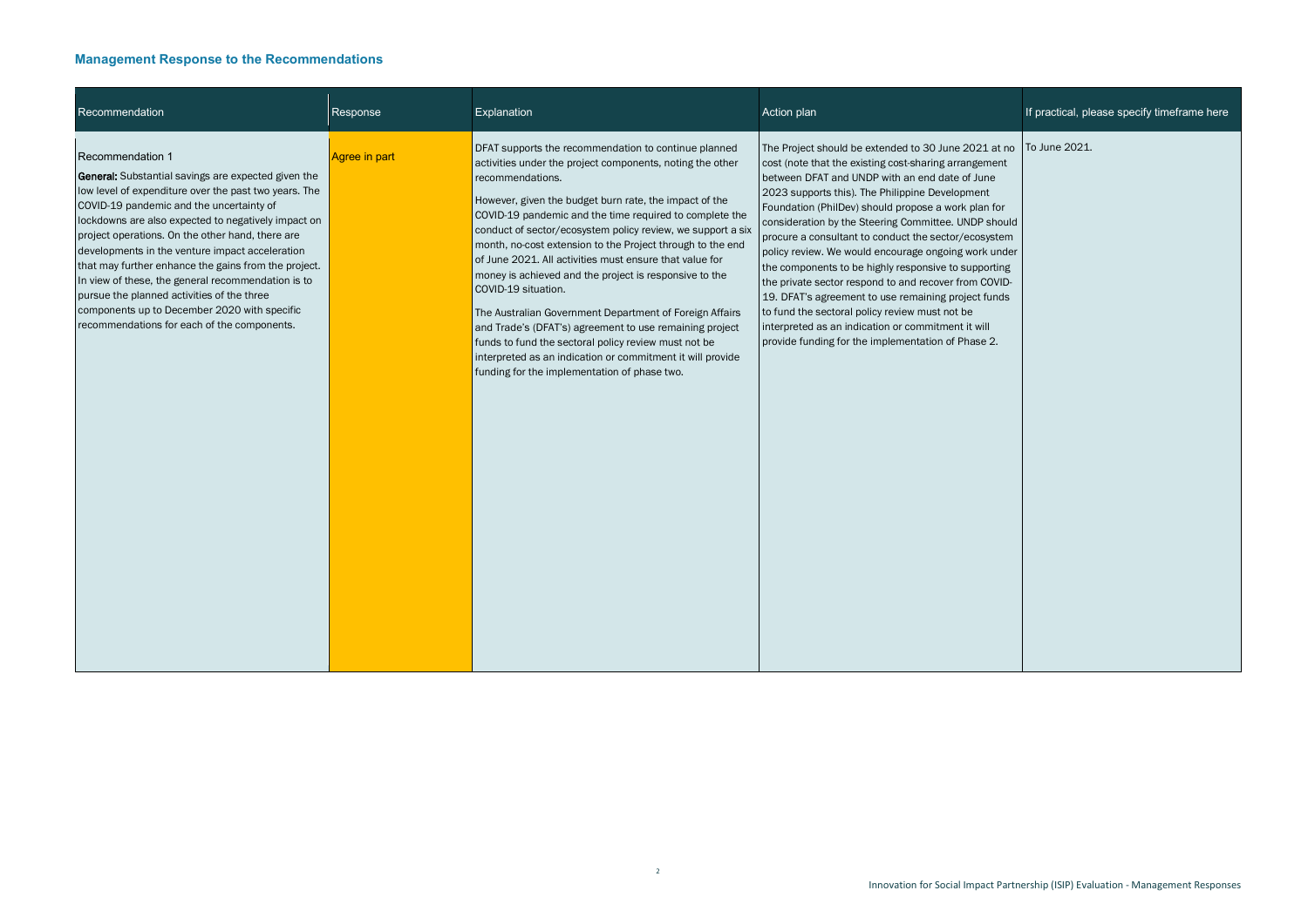## Management Response to the Recommendations

| Recommendation | Response | Explanation | Action plan | If practical, please specify timeframe here |
|---|---|---|---|---|
| Recommendation 1<br><br>**General:** Substantial savings are expected given the low level of expenditure over the past two years. The COVID-19 pandemic and the uncertainty of lockdowns are also expected to negatively impact on project operations. On the other hand, there are developments in the venture impact acceleration that may further enhance the gains from the project. In view of these, the general recommendation is to pursue the planned activities of the three components up to December 2020 with specific recommendations for each of the components. | Agree in part | DFAT supports the recommendation to continue planned activities under the project components, noting the other recommendations.<br><br>However, given the budget burn rate, the impact of the COVID-19 pandemic and the time required to complete the conduct of sector/ecosystem policy review, we support a six month, no-cost extension to the Project through to the end of June 2021. All activities must ensure that value for money is achieved and the project is responsive to the COVID-19 situation.<br><br>The Australian Government Department of Foreign Affairs and Trade's (DFAT's) agreement to use remaining project funds to fund the sectoral policy review must not be interpreted as an indication or commitment it will provide funding for the implementation of phase two. | The Project should be extended to 30 June 2021 at no cost (note that the existing cost-sharing arrangement between DFAT and UNDP with an end date of June 2023 supports this). The Philippine Development Foundation (PhilDev) should propose a work plan for consideration by the Steering Committee. UNDP should procure a consultant to conduct the sector/ecosystem policy review. We would encourage ongoing work under the components to be highly responsive to supporting the private sector respond to and recover from COVID-19. DFAT's agreement to use remaining project funds to fund the sectoral policy review must not be interpreted as an indication or commitment it will provide funding for the implementation of Phase 2. | To June 2021. |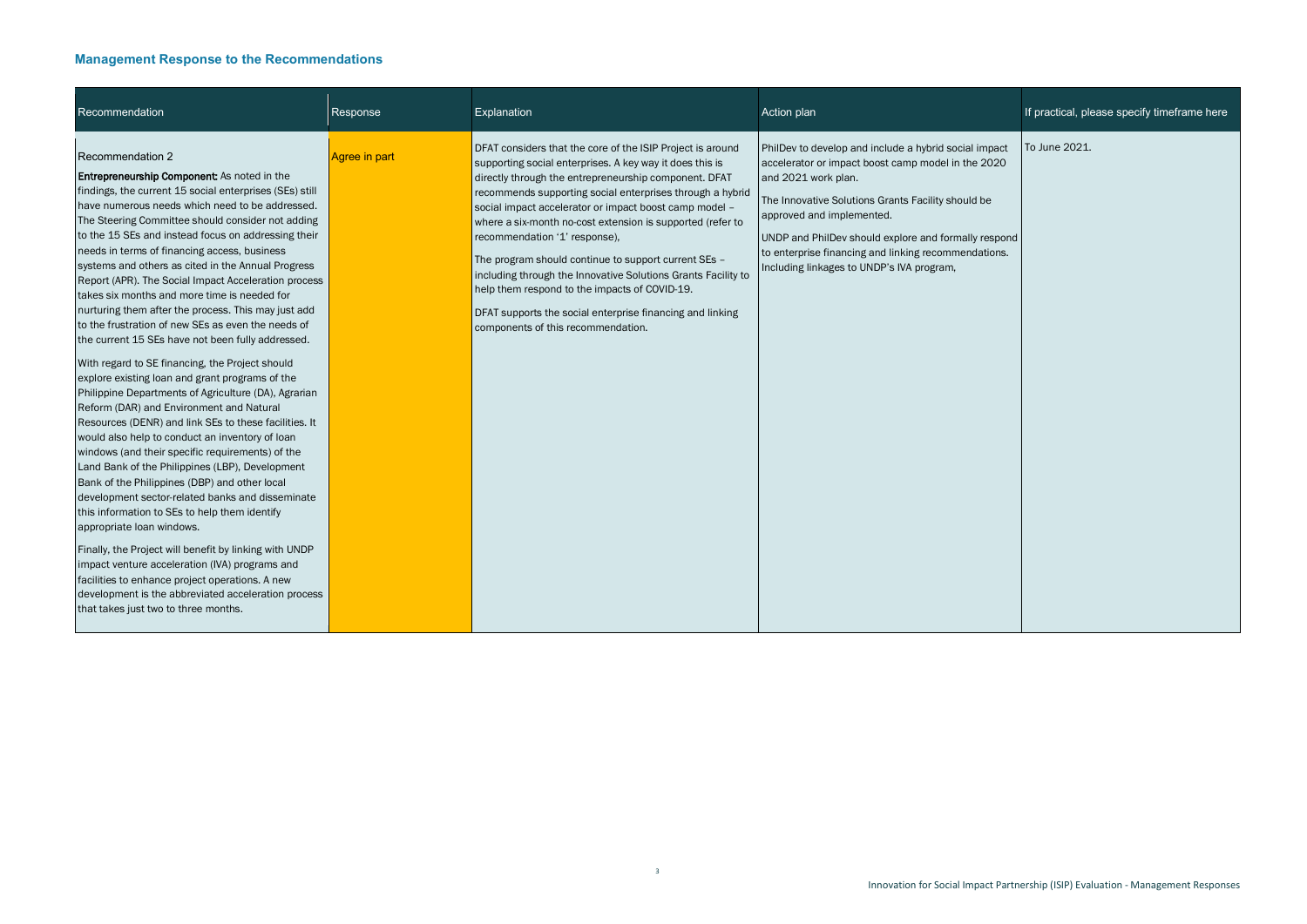## Management Response to the Recommendations

| Recommendation | Response | Explanation | Action plan | If practical, please specify timeframe here |
|---|---|---|---|---|
| Recommendation 2<br><br>**Entrepreneurship Component:** As noted in the findings, the current 15 social enterprises (SEs) still have numerous needs which need to be addressed. The Steering Committee should consider not adding to the 15 SEs and instead focus on addressing their needs in terms of financing access, business systems and others as cited in the Annual Progress Report (APR). The Social Impact Acceleration process takes six months and more time is needed for nurturing them after the process. This may just add to the frustration of new SEs as even the needs of the current 15 SEs have not been fully addressed.<br><br>With regard to SE financing, the Project should explore existing loan and grant programs of the Philippine Departments of Agriculture (DA), Agrarian Reform (DAR) and Environment and Natural Resources (DENR) and link SEs to these facilities. It would also help to conduct an inventory of loan windows (and their specific requirements) of the Land Bank of the Philippines (LBP), Development Bank of the Philippines (DBP) and other local development sector-related banks and disseminate this information to SEs to help them identify appropriate loan windows.<br><br>Finally, the Project will benefit by linking with UNDP impact venture acceleration (IVA) programs and facilities to enhance project operations. A new development is the abbreviated acceleration process that takes just two to three months. | Agree in part | DFAT considers that the core of the ISIP Project is around supporting social enterprises. A key way it does this is directly through the entrepreneurship component. DFAT recommends supporting social enterprises through a hybrid social impact accelerator or impact boost camp model – where a six-month no-cost extension is supported (refer to recommendation '1' response),<br><br>The program should continue to support current SEs – including through the Innovative Solutions Grants Facility to help them respond to the impacts of COVID-19.<br><br>DFAT supports the social enterprise financing and linking components of this recommendation. | PhilDev to develop and include a hybrid social impact accelerator or impact boost camp model in the 2020 and 2021 work plan.<br><br>The Innovative Solutions Grants Facility should be approved and implemented.<br><br>UNDP and PhilDev should explore and formally respond to enterprise financing and linking recommendations. Including linkages to UNDP's IVA program, | To June 2021. |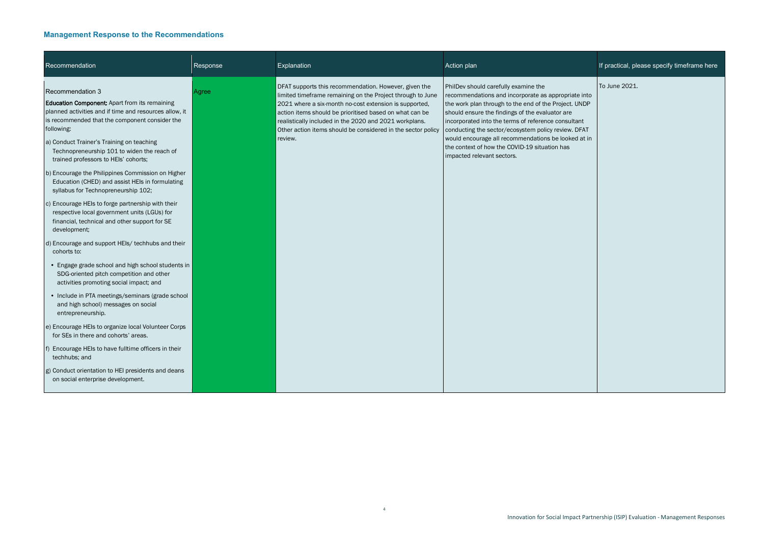## Management Response to the Recommendations

| Recommendation | Response | Explanation | Action plan | If practical, please specify timeframe here |
|---|---|---|---|---|
| Recommendation 3<br><br>**Education Component:** Apart from its remaining planned activities and if time and resources allow, it is recommended that the component consider the following:<br><br>a) Conduct Trainer's Training on teaching Technopreneurship 101 to widen the reach of trained professors to HEIs' cohorts;<br><br>b) Encourage the Philippines Commission on Higher Education (CHED) and assist HEIs in formulating syllabus for Technopreneurship 102;<br><br>c) Encourage HEIs to forge partnership with their respective local government units (LGUs) for financial, technical and other support for SE development;<br><br>d) Encourage and support HEIs/ techhubs and their cohorts to:<br><br>• Engage grade school and high school students in SDG-oriented pitch competition and other activities promoting social impact; and<br><br>• Include in PTA meetings/seminars (grade school and high school) messages on social entrepreneurship.<br><br>e) Encourage HEIs to organize local Volunteer Corps for SEs in there and cohorts' areas.<br><br>f) Encourage HEIs to have fulltime officers in their techhubs; and<br><br>g) Conduct orientation to HEI presidents and deans on social enterprise development. | Agree | DFAT supports this recommendation. However, given the limited timeframe remaining on the Project through to June 2021 where a six-month no-cost extension is supported, action items should be prioritised based on what can be realistically included in the 2020 and 2021 workplans. Other action items should be considered in the sector policy review. | PhilDev should carefully examine the recommendations and incorporate as appropriate into the work plan through to the end of the Project. UNDP should ensure the findings of the evaluator are incorporated into the terms of reference consultant conducting the sector/ecosystem policy review. DFAT would encourage all recommendations be looked at in the context of how the COVID-19 situation has impacted relevant sectors. | To June 2021. |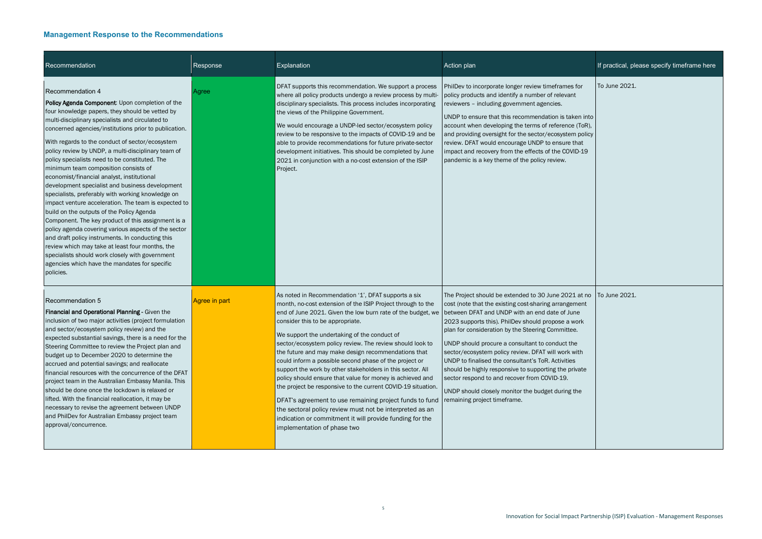## Management Response to the Recommendations

| Recommendation | Response | Explanation | Action plan | If practical, please specify timeframe here |
|---|---|---|---|---|
| Recommendation 4<br><br>**Policy Agenda Component**: Upon completion of the four knowledge papers, they should be vetted by multi-disciplinary specialists and circulated to concerned agencies/institutions prior to publication.<br><br>With regards to the conduct of sector/ecosystem policy review by UNDP, a multi-disciplinary team of policy specialists need to be constituted. The minimum team composition consists of economist/financial analyst, institutional development specialist and business development specialists, preferably with working knowledge on impact venture acceleration. The team is expected to build on the outputs of the Policy Agenda Component. The key product of this assignment is a policy agenda covering various aspects of the sector and draft policy instruments. In conducting this review which may take at least four months, the specialists should work closely with government agencies which have the mandates for specific policies. | Agree | DFAT supports this recommendation. We support a process where all policy products undergo a review process by multi-disciplinary specialists. This process includes incorporating the views of the Philippine Government.<br><br>We would encourage a UNDP-led sector/ecosystem policy review to be responsive to the impacts of COVID-19 and be able to provide recommendations for future private-sector development initiatives. This should be completed by June 2021 in conjunction with a no-cost extension of the ISIP Project. | PhilDev to incorporate longer review timeframes for policy products and identify a number of relevant reviewers – including government agencies.<br><br>UNDP to ensure that this recommendation is taken into account when developing the terms of reference (ToR), and providing oversight for the sector/ecosystem policy review. DFAT would encourage UNDP to ensure that impact and recovery from the effects of the COVID-19 pandemic is a key theme of the policy review. | To June 2021. |
| Recommendation 5<br><br>**Financial and Operational Planning** - Given the inclusion of two major activities (project formulation and sector/ecosystem policy review) and the expected substantial savings, there is a need for the Steering Committee to review the Project plan and budget up to December 2020 to determine the accrued and potential savings; and reallocate financial resources with the concurrence of the DFAT project team in the Australian Embassy Manila. This should be done once the lockdown is relaxed or lifted. With the financial reallocation, it may be necessary to revise the agreement between UNDP and PhilDev for Australian Embassy project team approval/concurrence. | Agree in part | As noted in Recommendation '1', DFAT supports a six month, no-cost extension of the ISIP Project through to the end of June 2021. Given the low burn rate of the budget, we consider this to be appropriate.<br><br>We support the undertaking of the conduct of sector/ecosystem policy review. The review should look to the future and may make design recommendations that could inform a possible second phase of the project or support the work by other stakeholders in this sector. All policy should ensure that value for money is achieved and the project be responsive to the current COVID-19 situation.<br><br>DFAT's agreement to use remaining project funds to fund the sectoral policy review must not be interpreted as an indication or commitment it will provide funding for the implementation of phase two | The Project should be extended to 30 June 2021 at no cost (note that the existing cost-sharing arrangement between DFAT and UNDP with an end date of June 2023 supports this). PhilDev should propose a work plan for consideration by the Steering Committee.<br><br>UNDP should procure a consultant to conduct the sector/ecosystem policy review. DFAT will work with UNDP to finalised the consultant's ToR. Activities should be highly responsive to supporting the private sector respond to and recover from COVID-19.<br><br>UNDP should closely monitor the budget during the remaining project timeframe. | To June 2021. |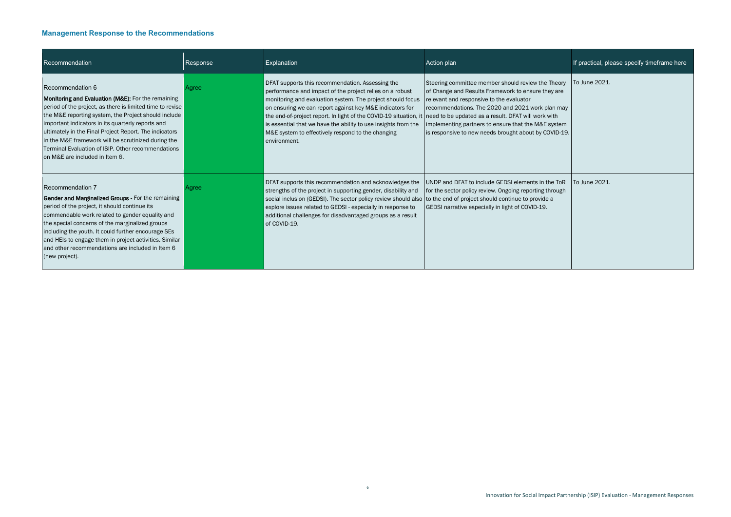## Management Response to the Recommendations

| Recommendation | Response | Explanation | Action plan | If practical, please specify timeframe here |
|---|---|---|---|---|
| Recommendation 6<br>**Monitoring and Evaluation (M&E):** For the remaining period of the project, as there is limited time to revise the M&E reporting system, the Project should include important indicators in its quarterly reports and ultimately in the Final Project Report. The indicators in the M&E framework will be scrutinized during the Terminal Evaluation of ISIP. Other recommendations on M&E are included in Item 6. | Agree | DFAT supports this recommendation. Assessing the performance and impact of the project relies on a robust monitoring and evaluation system. The project should focus on ensuring we can report against key M&E indicators for the end-of-project report. In light of the COVID-19 situation, it is essential that we have the ability to use insights from the M&E system to effectively respond to the changing environment. | Steering committee member should review the Theory of Change and Results Framework to ensure they are relevant and responsive to the evaluator recommendations. The 2020 and 2021 work plan may need to be updated as a result. DFAT will work with implementing partners to ensure that the M&E system is responsive to new needs brought about by COVID-19. | To June 2021. |
| Recommendation 7<br>**Gender and Marginalized Groups -** For the remaining period of the project, it should continue its commendable work related to gender equality and the special concerns of the marginalized groups including the youth. It could further encourage SEs and HEIs to engage them in project activities. Similar and other recommendations are included in Item 6 (new project). | Agree | DFAT supports this recommendation and acknowledges the strengths of the project in supporting gender, disability and social inclusion (GEDSI). The sector policy review should also explore issues related to GEDSI - especially in response to additional challenges for disadvantaged groups as a result of COVID-19. | UNDP and DFAT to include GEDSI elements in the ToR for the sector policy review. Ongoing reporting through to the end of project should continue to provide a GEDSI narrative especially in light of COVID-19. | To June 2021. |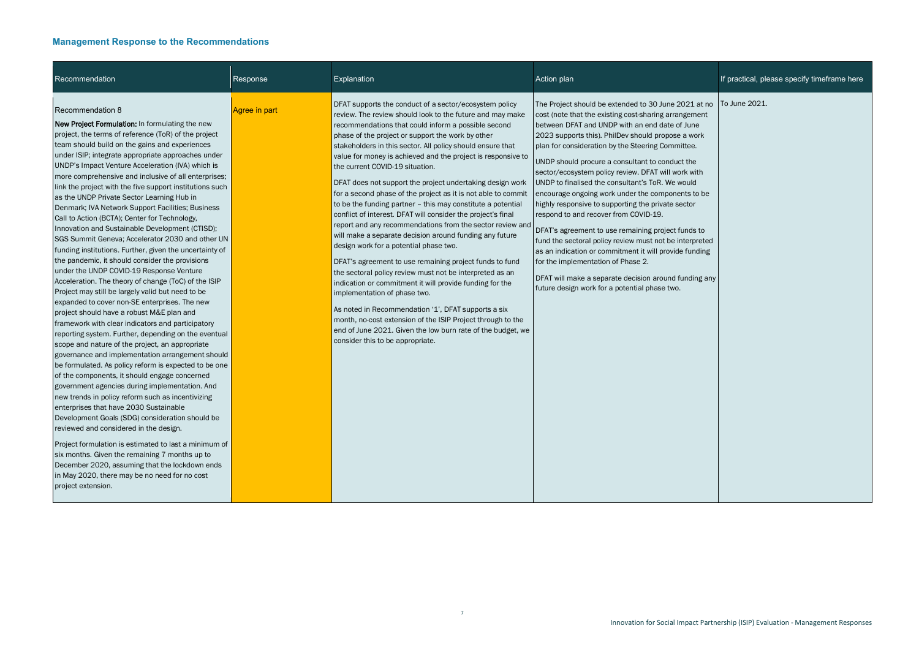## Management Response to the Recommendations

| Recommendation | Response | Explanation | Action plan | If practical, please specify timeframe here |
|---|---|---|---|---|
| Recommendation 8<br><br>**New Project Formulation:** In formulating the new project, the terms of reference (ToR) of the project team should build on the gains and experiences under ISIP; integrate appropriate approaches under UNDP's Impact Venture Acceleration (IVA) which is more comprehensive and inclusive of all enterprises; link the project with the five support institutions such as the UNDP Private Sector Learning Hub in Denmark; IVA Network Support Facilities; Business Call to Action (BCTA); Center for Technology, Innovation and Sustainable Development (CTISD); SGS Summit Geneva; Accelerator 2030 and other UN funding institutions. Further, given the uncertainty of the pandemic, it should consider the provisions under the UNDP COVID-19 Response Venture Acceleration. The theory of change (ToC) of the ISIP Project may still be largely valid but need to be expanded to cover non-SE enterprises. The new project should have a robust M&E plan and framework with clear indicators and participatory reporting system. Further, depending on the eventual scope and nature of the project, an appropriate governance and implementation arrangement should be formulated. As policy reform is expected to be one of the components, it should engage concerned government agencies during implementation. And new trends in policy reform such as incentivizing enterprises that have 2030 Sustainable Development Goals (SDG) consideration should be reviewed and considered in the design.<br><br>Project formulation is estimated to last a minimum of six months. Given the remaining 7 months up to December 2020, assuming that the lockdown ends in May 2020, there may be no need for no cost project extension. | Agree in part | DFAT supports the conduct of a sector/ecosystem policy review. The review should look to the future and may make recommendations that could inform a possible second phase of the project or support the work by other stakeholders in this sector. All policy should ensure that value for money is achieved and the project is responsive to the current COVID-19 situation.<br><br>DFAT does not support the project undertaking design work for a second phase of the project as it is not able to commit to be the funding partner – this may constitute a potential conflict of interest. DFAT will consider the project's final report and any recommendations from the sector review and will make a separate decision around funding any future design work for a potential phase two.<br><br>DFAT's agreement to use remaining project funds to fund the sectoral policy review must not be interpreted as an indication or commitment it will provide funding for the implementation of phase two.<br><br>As noted in Recommendation '1', DFAT supports a six month, no-cost extension of the ISIP Project through to the end of June 2021. Given the low burn rate of the budget, we consider this to be appropriate. | The Project should be extended to 30 June 2021 at no cost (note that the existing cost-sharing arrangement between DFAT and UNDP with an end date of June 2023 supports this). PhilDev should propose a work plan for consideration by the Steering Committee.<br><br>UNDP should procure a consultant to conduct the sector/ecosystem policy review. DFAT will work with UNDP to finalised the consultant's ToR. We would encourage ongoing work under the components to be highly responsive to supporting the private sector respond to and recover from COVID-19.<br><br>DFAT's agreement to use remaining project funds to fund the sectoral policy review must not be interpreted as an indication or commitment it will provide funding for the implementation of Phase 2.<br><br>DFAT will make a separate decision around funding any future design work for a potential phase two. | To June 2021. |